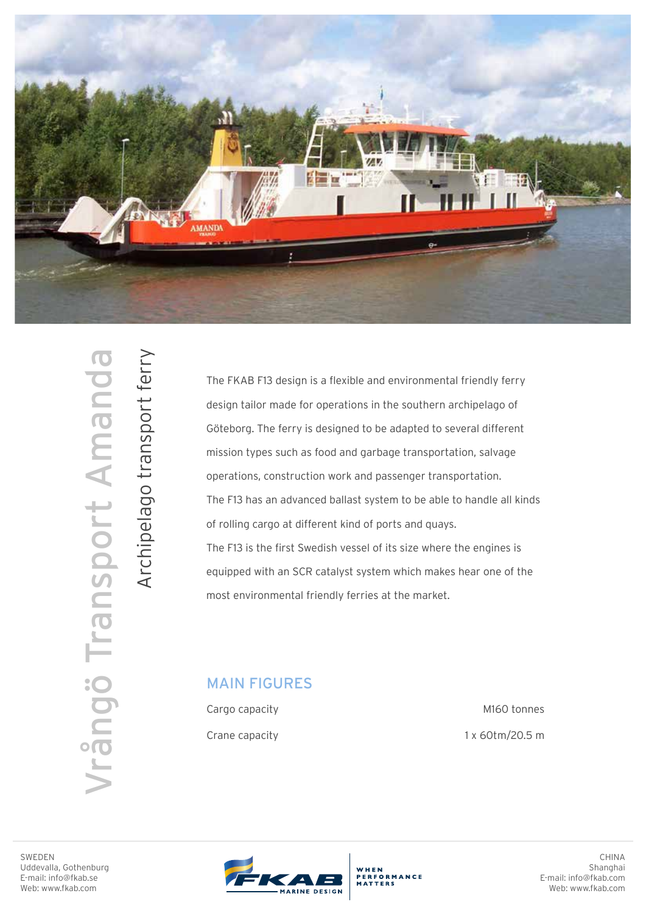# Vrångö Transport Amanda

## Archipelago transport ferry

The FKAB F13 design is a flexible and environmental friendly ferry design tailor made for operations in the southern archipelago of Göteborg. The ferry is designed to be adapted to several different mission types such as food and garbage transportation, salvage operations, construction work and passenger transportation.

The F13 has an advanced ballast system to be able to handle all kinds of rolling cargo at different kind of ports and quays.

The F13 is the first Swedish vessel of its size where the engines is equipped with an SCR catalyst system which makes hear one of the most environmental friendly ferries at the market.

## MAIN FIGURES

| | |
|---|---|
| Cargo capacity | M160 tonnes |
| Crane capacity | 1 x 60tm/20.5 m |

SWEDEN
Uddevalla, Gothenburg
E-mail: info@fkab.se
Web: www.fkab.com

FKAB MARINE DESIGN — WHEN PERFORMANCE MATTERS

CHINA
Shanghai
E-mail: info@fkab.com
Web: www.fkab.com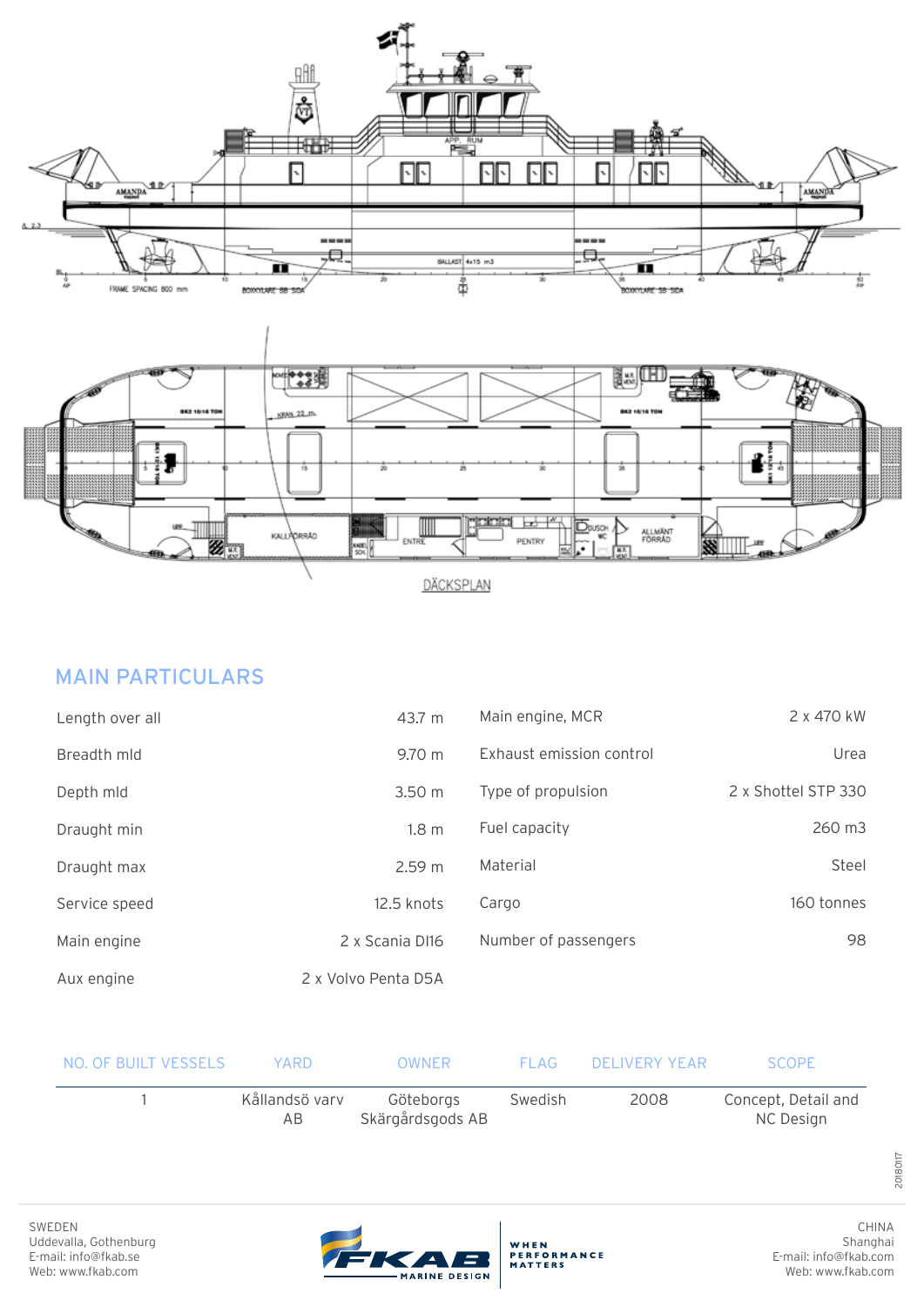DÄCKSPLAN

## MAIN PARTICULARS

| | | | |
|---|---|---|---|
| Length over all | 43.7 m | Main engine, MCR | 2 x 470 kW |
| Breadth mld | 9.70 m | Exhaust emission control | Urea |
| Depth mld | 3.50 m | Type of propulsion | 2 x Shottel STP 330 |
| Draught min | 1.8 m | Fuel capacity | 260 m3 |
| Draught max | 2.59 m | Material | Steel |
| Service speed | 12.5 knots | Cargo | 160 tonnes |
| Main engine | 2 x Scania DI16 | Number of passengers | 98 |
| Aux engine | 2 x Volvo Penta D5A | | |

| NO. OF BUILT VESSELS | YARD | OWNER | FLAG | DELIVERY YEAR | SCOPE |
|---|---|---|---|---|---|
| 1 | Kållandsö varv AB | Göteborgs Skärgårdsgods AB | Swedish | 2008 | Concept, Detail and NC Design |

20180117

SWEDEN
Uddevalla, Gothenburg
E-mail: info@fkab.se
Web: www.fkab.com

FKAB MARINE DESIGN

WHEN PERFORMANCE MATTERS

CHINA
Shanghai
E-mail: info@fkab.com
Web: www.fkab.com